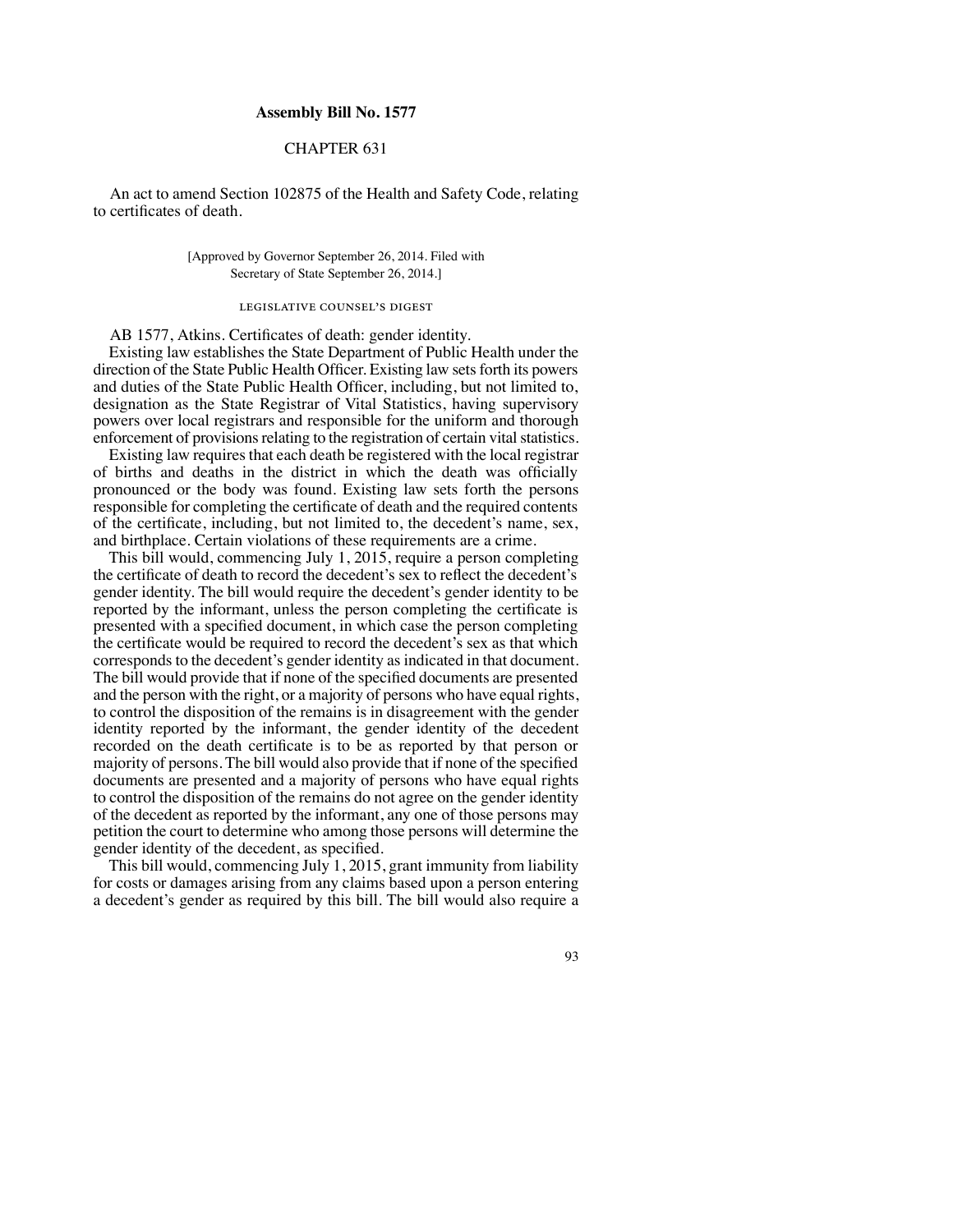# Assembly Bill No. 1577

## CHAPTER 631

An act to amend Section 102875 of the Health and Safety Code, relating to certificates of death.

[Approved by Governor September 26, 2014. Filed with Secretary of State September 26, 2014.]

### LEGISLATIVE COUNSEL'S DIGEST

AB 1577, Atkins. Certificates of death: gender identity.

Existing law establishes the State Department of Public Health under the direction of the State Public Health Officer. Existing law sets forth its powers and duties of the State Public Health Officer, including, but not limited to, designation as the State Registrar of Vital Statistics, having supervisory powers over local registrars and responsible for the uniform and thorough enforcement of provisions relating to the registration of certain vital statistics.

Existing law requires that each death be registered with the local registrar of births and deaths in the district in which the death was officially pronounced or the body was found. Existing law sets forth the persons responsible for completing the certificate of death and the required contents of the certificate, including, but not limited to, the decedent's name, sex, and birthplace. Certain violations of these requirements are a crime.

This bill would, commencing July 1, 2015, require a person completing the certificate of death to record the decedent's sex to reflect the decedent's gender identity. The bill would require the decedent's gender identity to be reported by the informant, unless the person completing the certificate is presented with a specified document, in which case the person completing the certificate would be required to record the decedent's sex as that which corresponds to the decedent's gender identity as indicated in that document. The bill would provide that if none of the specified documents are presented and the person with the right, or a majority of persons who have equal rights, to control the disposition of the remains is in disagreement with the gender identity reported by the informant, the gender identity of the decedent recorded on the death certificate is to be as reported by that person or majority of persons. The bill would also provide that if none of the specified documents are presented and a majority of persons who have equal rights to control the disposition of the remains do not agree on the gender identity of the decedent as reported by the informant, any one of those persons may petition the court to determine who among those persons will determine the gender identity of the decedent, as specified.

This bill would, commencing July 1, 2015, grant immunity from liability for costs or damages arising from any claims based upon a person entering a decedent's gender as required by this bill. The bill would also require a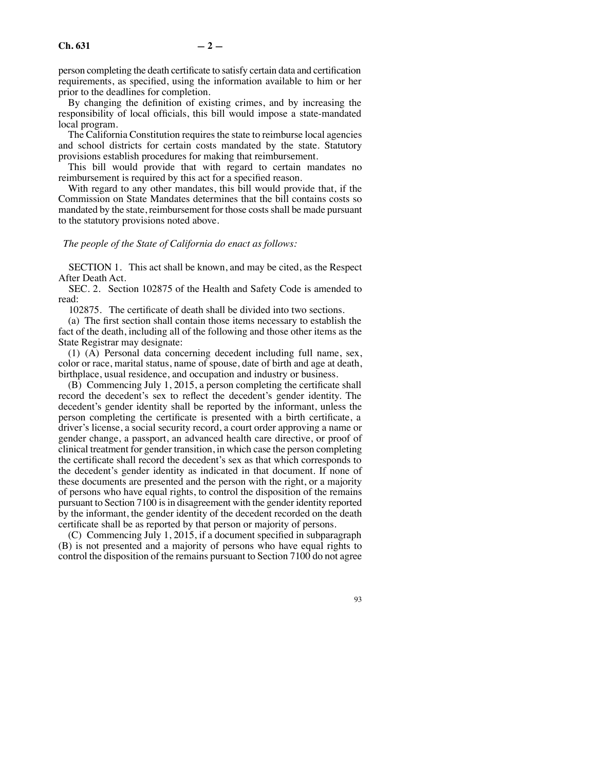person completing the death certificate to satisfy certain data and certification requirements, as specified, using the information available to him or her prior to the deadlines for completion.

By changing the definition of existing crimes, and by increasing the responsibility of local officials, this bill would impose a state-mandated local program.

The California Constitution requires the state to reimburse local agencies and school districts for certain costs mandated by the state. Statutory provisions establish procedures for making that reimbursement.

This bill would provide that with regard to certain mandates no reimbursement is required by this act for a specified reason.

With regard to any other mandates, this bill would provide that, if the Commission on State Mandates determines that the bill contains costs so mandated by the state, reimbursement for those costs shall be made pursuant to the statutory provisions noted above.

*The people of the State of California do enact as follows:*

SECTION 1. This act shall be known, and may be cited, as the Respect After Death Act.

SEC. 2. Section 102875 of the Health and Safety Code is amended to read:

102875. The certificate of death shall be divided into two sections.

(a) The first section shall contain those items necessary to establish the fact of the death, including all of the following and those other items as the State Registrar may designate:

(1) (A) Personal data concerning decedent including full name, sex, color or race, marital status, name of spouse, date of birth and age at death, birthplace, usual residence, and occupation and industry or business.

(B) Commencing July 1, 2015, a person completing the certificate shall record the decedent's sex to reflect the decedent's gender identity. The decedent's gender identity shall be reported by the informant, unless the person completing the certificate is presented with a birth certificate, a driver's license, a social security record, a court order approving a name or gender change, a passport, an advanced health care directive, or proof of clinical treatment for gender transition, in which case the person completing the certificate shall record the decedent's sex as that which corresponds to the decedent's gender identity as indicated in that document. If none of these documents are presented and the person with the right, or a majority of persons who have equal rights, to control the disposition of the remains pursuant to Section 7100 is in disagreement with the gender identity reported by the informant, the gender identity of the decedent recorded on the death certificate shall be as reported by that person or majority of persons.

(C) Commencing July 1, 2015, if a document specified in subparagraph (B) is not presented and a majority of persons who have equal rights to control the disposition of the remains pursuant to Section 7100 do not agree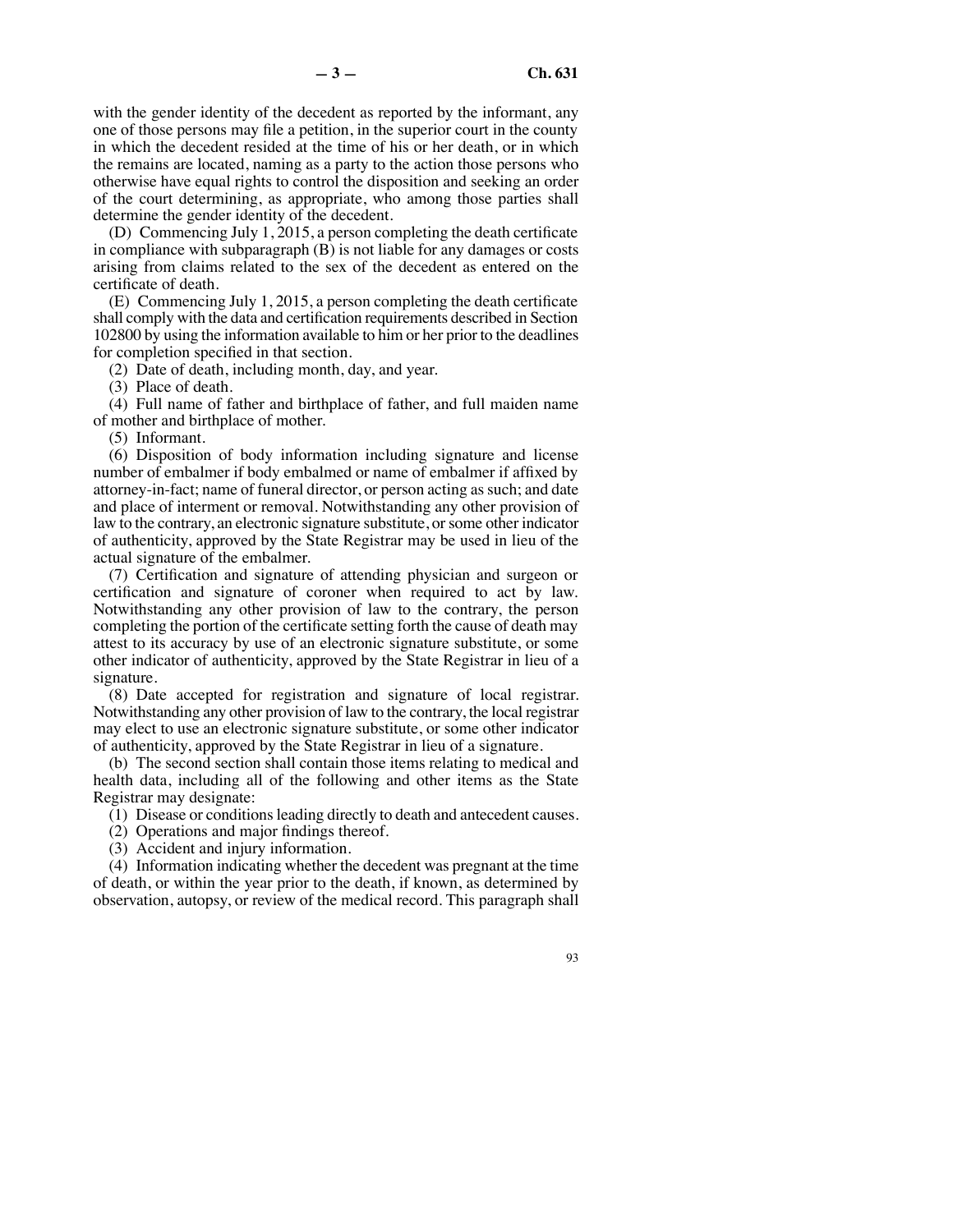with the gender identity of the decedent as reported by the informant, any one of those persons may file a petition, in the superior court in the county in which the decedent resided at the time of his or her death, or in which the remains are located, naming as a party to the action those persons who otherwise have equal rights to control the disposition and seeking an order of the court determining, as appropriate, who among those parties shall determine the gender identity of the decedent.

(D) Commencing July 1, 2015, a person completing the death certificate in compliance with subparagraph (B) is not liable for any damages or costs arising from claims related to the sex of the decedent as entered on the certificate of death.

(E) Commencing July 1, 2015, a person completing the death certificate shall comply with the data and certification requirements described in Section 102800 by using the information available to him or her prior to the deadlines for completion specified in that section.

(2) Date of death, including month, day, and year.

(3) Place of death.

(4) Full name of father and birthplace of father, and full maiden name of mother and birthplace of mother.

(5) Informant.

(6) Disposition of body information including signature and license number of embalmer if body embalmed or name of embalmer if affixed by attorney-in-fact; name of funeral director, or person acting as such; and date and place of interment or removal. Notwithstanding any other provision of law to the contrary, an electronic signature substitute, or some other indicator of authenticity, approved by the State Registrar may be used in lieu of the actual signature of the embalmer.

(7) Certification and signature of attending physician and surgeon or certification and signature of coroner when required to act by law. Notwithstanding any other provision of law to the contrary, the person completing the portion of the certificate setting forth the cause of death may attest to its accuracy by use of an electronic signature substitute, or some other indicator of authenticity, approved by the State Registrar in lieu of a signature.

(8) Date accepted for registration and signature of local registrar. Notwithstanding any other provision of law to the contrary, the local registrar may elect to use an electronic signature substitute, or some other indicator of authenticity, approved by the State Registrar in lieu of a signature.

(b) The second section shall contain those items relating to medical and health data, including all of the following and other items as the State Registrar may designate:

(1) Disease or conditions leading directly to death and antecedent causes.

(2) Operations and major findings thereof.

(3) Accident and injury information.

(4) Information indicating whether the decedent was pregnant at the time of death, or within the year prior to the death, if known, as determined by observation, autopsy, or review of the medical record. This paragraph shall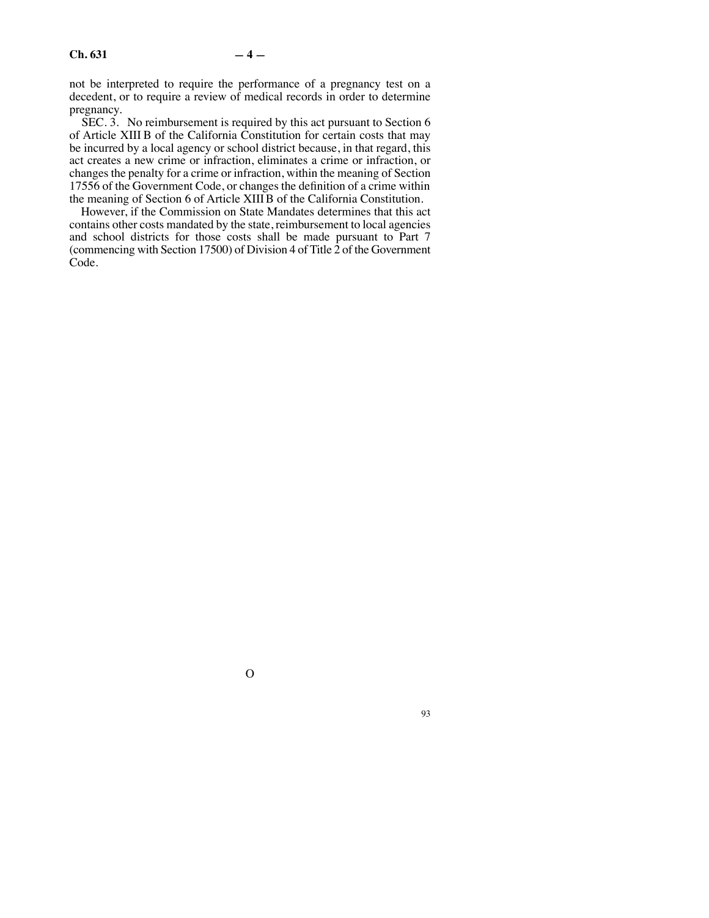not be interpreted to require the performance of a pregnancy test on a decedent, or to require a review of medical records in order to determine pregnancy.

SEC. 3. No reimbursement is required by this act pursuant to Section 6 of Article XIII B of the California Constitution for certain costs that may be incurred by a local agency or school district because, in that regard, this act creates a new crime or infraction, eliminates a crime or infraction, or changes the penalty for a crime or infraction, within the meaning of Section 17556 of the Government Code, or changes the definition of a crime within the meaning of Section 6 of Article XIII B of the California Constitution.

However, if the Commission on State Mandates determines that this act contains other costs mandated by the state, reimbursement to local agencies and school districts for those costs shall be made pursuant to Part 7 (commencing with Section 17500) of Division 4 of Title 2 of the Government Code.